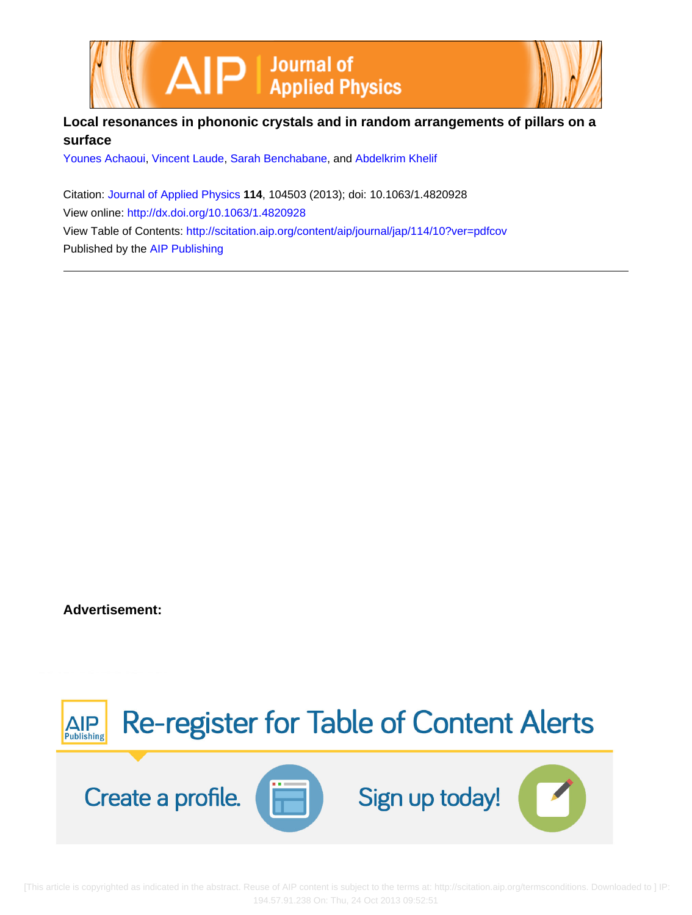AIP | Journal of Applied Physics

# Local resonances in phononic crystals and in random arrangements of pillars on a surface

Younes Achaoui, Vincent Laude, Sarah Benchabane, and Abdelkrim Khelif

Citation: Journal of Applied Physics **114**, 104503 (2013); doi: 10.1063/1.4820928

View online: http://dx.doi.org/10.1063/1.4820928

View Table of Contents: http://scitation.aip.org/content/aip/journal/jap/114/10?ver=pdfcov

Published by the AIP Publishing

**Advertisement:**

AIP Publishing Re-register for Table of Content Alerts

Create a profile. Sign up today!

[This article is copyrighted as indicated in the abstract. Reuse of AIP content is subject to the terms at: http://scitation.aip.org/termsconditions. Downloaded to ] IP: 194.57.91.238 On: Thu, 24 Oct 2013 09:52:51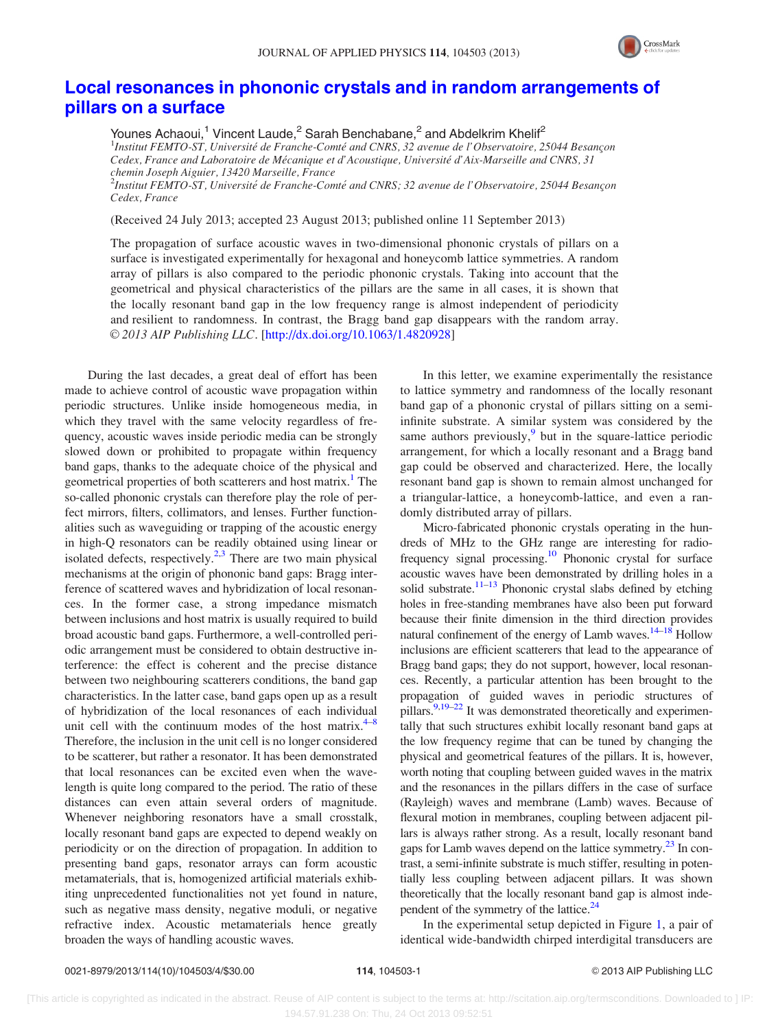# Local resonances in phononic crystals and in random arrangements of pillars on a surface

Younes Achaoui,[1] Vincent Laude,[2] Sarah Benchabane,[2] and Abdelkrim Khelif[2]

[1]Institut FEMTO-ST, Université de Franche-Comté and CNRS, 32 avenue de l'Observatoire, 25044 Besançon Cedex, France and Laboratoire de Mécanique et d'Acoustique, Université d'Aix-Marseille and CNRS, 31 chemin Joseph Aiguier, 13420 Marseille, France

[2]Institut FEMTO-ST, Université de Franche-Comté and CNRS; 32 avenue de l'Observatoire, 25044 Besançon Cedex, France

(Received 24 July 2013; accepted 23 August 2013; published online 11 September 2013)

The propagation of surface acoustic waves in two-dimensional phononic crystals of pillars on a surface is investigated experimentally for hexagonal and honeycomb lattice symmetries. A random array of pillars is also compared to the periodic phononic crystals. Taking into account that the geometrical and physical characteristics of the pillars are the same in all cases, it is shown that the locally resonant band gap in the low frequency range is almost independent of periodicity and resilient to randomness. In contrast, the Bragg band gap disappears with the random array. © 2013 AIP Publishing LLC. [http://dx.doi.org/10.1063/1.4820928]

During the last decades, a great deal of effort has been made to achieve control of acoustic wave propagation within periodic structures. Unlike inside homogeneous media, in which they travel with the same velocity regardless of frequency, acoustic waves inside periodic media can be strongly slowed down or prohibited to propagate within frequency band gaps, thanks to the adequate choice of the physical and geometrical properties of both scatterers and host matrix.[1] The so-called phononic crystals can therefore play the role of perfect mirrors, filters, collimators, and lenses. Further functionalities such as waveguiding or trapping of the acoustic energy in high-Q resonators can be readily obtained using linear or isolated defects, respectively.[2,3] There are two main physical mechanisms at the origin of phononic band gaps: Bragg interference of scattered waves and hybridization of local resonances. In the former case, a strong impedance mismatch between inclusions and host matrix is usually required to build broad acoustic band gaps. Furthermore, a well-controlled periodic arrangement must be considered to obtain destructive interference: the effect is coherent and the precise distance between two neighbouring scatterers conditions, the band gap characteristics. In the latter case, band gaps open up as a result of hybridization of the local resonances of each individual unit cell with the continuum modes of the host matrix.[4–8] Therefore, the inclusion in the unit cell is no longer considered to be scatterer, but rather a resonator. It has been demonstrated that local resonances can be excited even when the wavelength is quite long compared to the period. The ratio of these distances can even attain several orders of magnitude. Whenever neighboring resonators have a small crosstalk, locally resonant band gaps are expected to depend weakly on periodicity or on the direction of propagation. In addition to presenting band gaps, resonator arrays can form acoustic metamaterials, that is, homogenized artificial materials exhibiting unprecedented functionalities not yet found in nature, such as negative mass density, negative moduli, or negative refractive index. Acoustic metamaterials hence greatly broaden the ways of handling acoustic waves.

In this letter, we examine experimentally the resistance to lattice symmetry and randomness of the locally resonant band gap of a phononic crystal of pillars sitting on a semi-infinite substrate. A similar system was considered by the same authors previously,[9] but in the square-lattice periodic arrangement, for which a locally resonant and a Bragg band gap could be observed and characterized. Here, the locally resonant band gap is shown to remain almost unchanged for a triangular-lattice, a honeycomb-lattice, and even a randomly distributed array of pillars.

Micro-fabricated phononic crystals operating in the hundreds of MHz to the GHz range are interesting for radio-frequency signal processing.[10] Phononic crystal for surface acoustic waves have been demonstrated by drilling holes in a solid substrate.[11–13] Phononic crystal slabs defined by etching holes in free-standing membranes have also been put forward because their finite dimension in the third direction provides natural confinement of the energy of Lamb waves.[14–18] Hollow inclusions are efficient scatterers that lead to the appearance of Bragg band gaps; they do not support, however, local resonances. Recently, a particular attention has been brought to the propagation of guided waves in periodic structures of pillars.[9,19–22] It was demonstrated theoretically and experimentally that such structures exhibit locally resonant band gaps at the low frequency regime that can be tuned by changing the physical and geometrical features of the pillars. It is, however, worth noting that coupling between guided waves in the matrix and the resonances in the pillars differs in the case of surface (Rayleigh) waves and membrane (Lamb) waves. Because of flexural motion in membranes, coupling between adjacent pillars is always rather strong. As a result, locally resonant band gaps for Lamb waves depend on the lattice symmetry.[23] In contrast, a semi-infinite substrate is much stiffer, resulting in potentially less coupling between adjacent pillars. It was shown theoretically that the locally resonant band gap is almost independent of the symmetry of the lattice.[24]

In the experimental setup depicted in Figure 1, a pair of identical wide-bandwidth chirped interdigital transducers are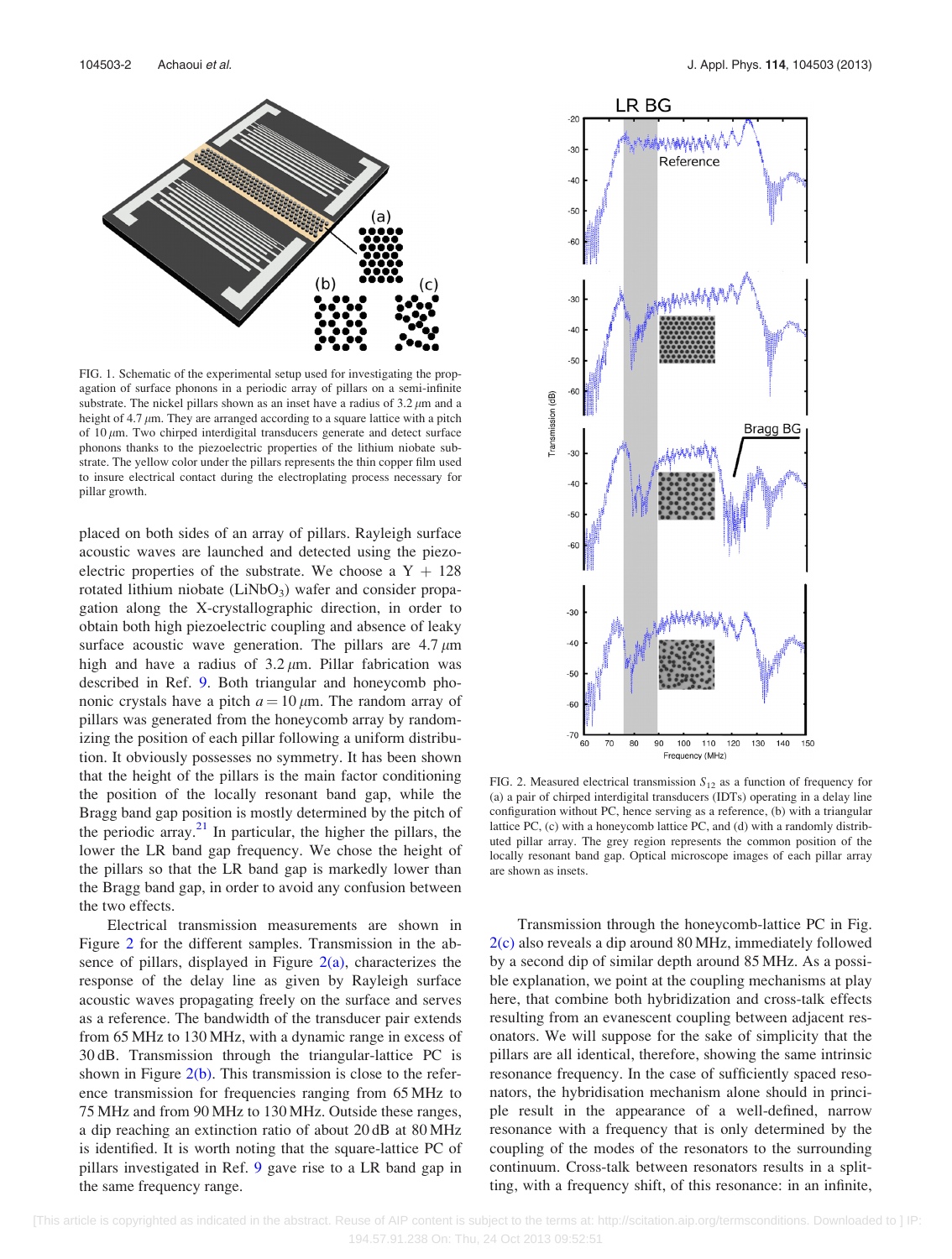FIG. 1. Schematic of the experimental setup used for investigating the propagation of surface phonons in a periodic array of pillars on a semi-infinite substrate. The nickel pillars shown as an inset have a radius of 3.2 μm and a height of 4.7 μm. They are arranged according to a square lattice with a pitch of 10 μm. Two chirped interdigital transducers generate and detect surface phonons thanks to the piezoelectric properties of the lithium niobate substrate. The yellow color under the pillars represents the thin copper film used to insure electrical contact during the electroplating process necessary for pillar growth.

placed on both sides of an array of pillars. Rayleigh surface acoustic waves are launched and detected using the piezoelectric properties of the substrate. We choose a Y + 128 rotated lithium niobate ($LiNbO_3$) wafer and consider propagation along the X-crystallographic direction, in order to obtain both high piezoelectric coupling and absence of leaky surface acoustic wave generation. The pillars are 4.7 μm high and have a radius of 3.2 μm. Pillar fabrication was described in Ref. 9. Both triangular and honeycomb phononic crystals have a pitch $a = 10\,\mu$m. The random array of pillars was generated from the honeycomb array by randomizing the position of each pillar following a uniform distribution. It obviously possesses no symmetry. It has been shown that the height of the pillars is the main factor conditioning the position of the locally resonant band gap, while the Bragg band gap position is mostly determined by the pitch of the periodic array.[21] In particular, the higher the pillars, the lower the LR band gap frequency. We chose the height of the pillars so that the LR band gap is markedly lower than the Bragg band gap, in order to avoid any confusion between the two effects.

Electrical transmission measurements are shown in Figure 2 for the different samples. Transmission in the absence of pillars, displayed in Figure 2(a), characterizes the response of the delay line as given by Rayleigh surface acoustic waves propagating freely on the surface and serves as a reference. The bandwidth of the transducer pair extends from 65 MHz to 130 MHz, with a dynamic range in excess of 30 dB. Transmission through the triangular-lattice PC is shown in Figure 2(b). This transmission is close to the reference transmission for frequencies ranging from 65 MHz to 75 MHz and from 90 MHz to 130 MHz. Outside these ranges, a dip reaching an extinction ratio of about 20 dB at 80 MHz is identified. It is worth noting that the square-lattice PC of pillars investigated in Ref. 9 gave rise to a LR band gap in the same frequency range.

FIG. 2. Measured electrical transmission $S_{12}$ as a function of frequency for (a) a pair of chirped interdigital transducers (IDTs) operating in a delay line configuration without PC, hence serving as a reference, (b) with a triangular lattice PC, (c) with a honeycomb lattice PC, and (d) with a randomly distributed pillar array. The grey region represents the common position of the locally resonant band gap. Optical microscope images of each pillar array are shown as insets.

Transmission through the honeycomb-lattice PC in Fig. 2(c) also reveals a dip around 80 MHz, immediately followed by a second dip of similar depth around 85 MHz. As a possible explanation, we point at the coupling mechanisms at play here, that combine both hybridization and cross-talk effects resulting from an evanescent coupling between adjacent resonators. We will suppose for the sake of simplicity that the pillars are all identical, therefore, showing the same intrinsic resonance frequency. In the case of sufficiently spaced resonators, the hybridisation mechanism alone should in principle result in the appearance of a well-defined, narrow resonance with a frequency that is only determined by the coupling of the modes of the resonators to the surrounding continuum. Cross-talk between resonators results in a splitting, with a frequency shift, of this resonance: in an infinite,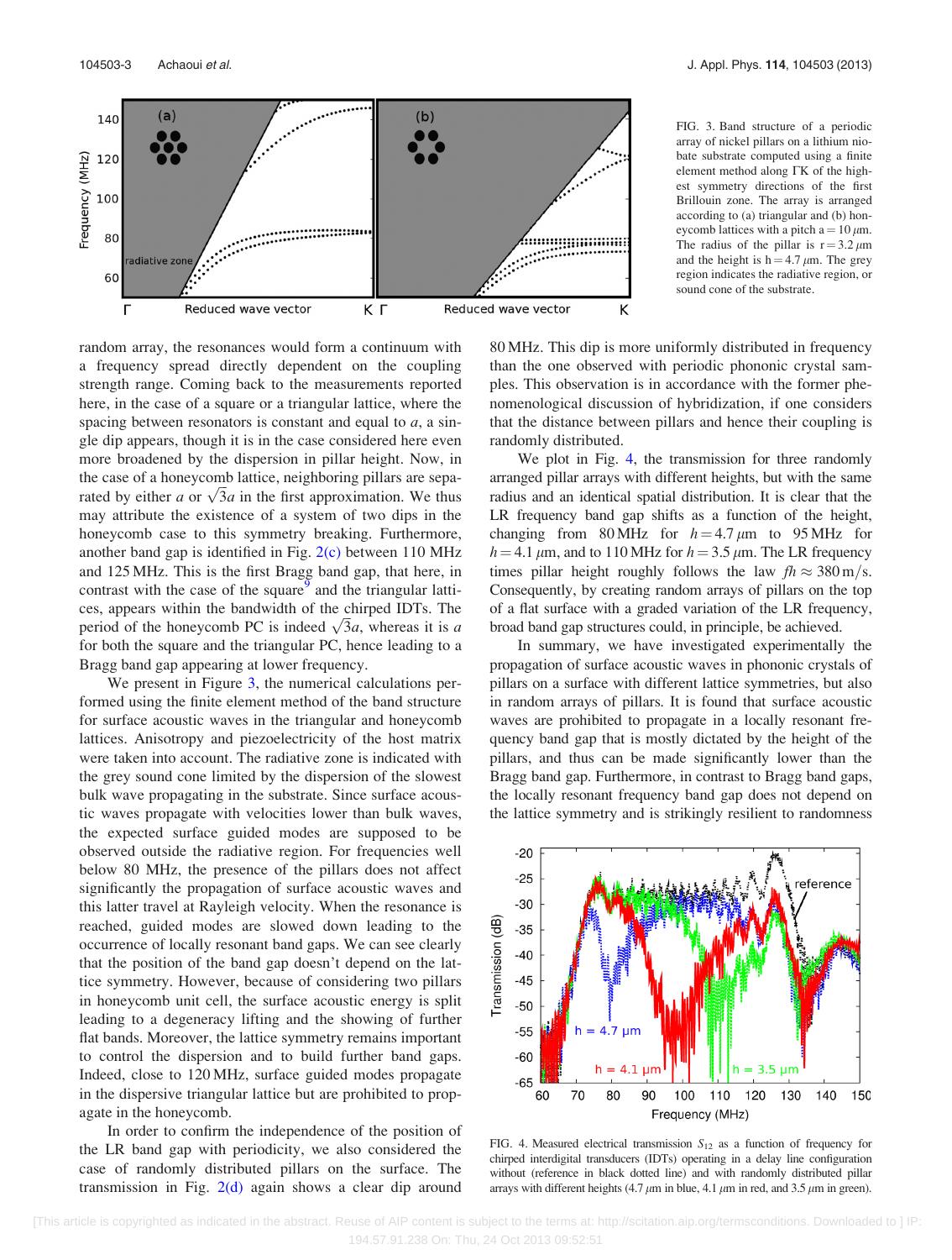FIG. 3. Band structure of a periodic array of nickel pillars on a lithium niobate substrate computed using a finite element method along ΓK of the highest symmetry directions of the first Brillouin zone. The array is arranged according to (a) triangular and (b) honeycomb lattices with a pitch $a = 10\,\mu$m. The radius of the pillar is $r = 3.2\,\mu$m and the height is $h = 4.7\,\mu$m. The grey region indicates the radiative region, or sound cone of the substrate.

random array, the resonances would form a continuum with a frequency spread directly dependent on the coupling strength range. Coming back to the measurements reported here, in the case of a square or a triangular lattice, where the spacing between resonators is constant and equal to $a$, a single dip appears, though it is in the case considered here even more broadened by the dispersion in pillar height. Now, in the case of a honeycomb lattice, neighboring pillars are separated by either $a$ or $\sqrt{3}a$ in the first approximation. We thus may attribute the existence of a system of two dips in the honeycomb case to this symmetry breaking. Furthermore, another band gap is identified in Fig. 2(c) between 110 MHz and 125 MHz. This is the first Bragg band gap, that here, in contrast with the case of the square[9] and the triangular lattices, appears within the bandwidth of the chirped IDTs. The period of the honeycomb PC is indeed $\sqrt{3}a$, whereas it is $a$ for both the square and the triangular PC, hence leading to a Bragg band gap appearing at lower frequency.

We present in Figure 3, the numerical calculations performed using the finite element method of the band structure for surface acoustic waves in the triangular and honeycomb lattices. Anisotropy and piezoelectricity of the host matrix were taken into account. The radiative zone is indicated with the grey sound cone limited by the dispersion of the slowest bulk wave propagating in the substrate. Since surface acoustic waves propagate with velocities lower than bulk waves, the expected surface guided modes are supposed to be observed outside the radiative region. For frequencies well below 80 MHz, the presence of the pillars does not affect significantly the propagation of surface acoustic waves and this latter travel at Rayleigh velocity. When the resonance is reached, guided modes are slowed down leading to the occurrence of locally resonant band gaps. We can see clearly that the position of the band gap doesn't depend on the lattice symmetry. However, because of considering two pillars in honeycomb unit cell, the surface acoustic energy is split leading to a degeneracy lifting and the showing of further flat bands. Moreover, the lattice symmetry remains important to control the dispersion and to build further band gaps. Indeed, close to 120 MHz, surface guided modes propagate in the dispersive triangular lattice but are prohibited to propagate in the honeycomb.

In order to confirm the independence of the position of the LR band gap with periodicity, we also considered the case of randomly distributed pillars on the surface. The transmission in Fig. 2(d) again shows a clear dip around 80 MHz. This dip is more uniformly distributed in frequency than the one observed with periodic phononic crystal samples. This observation is in accordance with the former phenomenological discussion of hybridization, if one considers that the distance between pillars and hence their coupling is randomly distributed.

We plot in Fig. 4, the transmission for three randomly arranged pillar arrays with different heights, but with the same radius and an identical spatial distribution. It is clear that the LR frequency band gap shifts as a function of the height, changing from 80 MHz for $h = 4.7\,\mu$m to 95 MHz for $h = 4.1\,\mu$m, and to 110 MHz for $h = 3.5\,\mu$m. The LR frequency times pillar height roughly follows the law $fh \approx 380\,$m/s. Consequently, by creating random arrays of pillars on the top of a flat surface with a graded variation of the LR frequency, broad band gap structures could, in principle, be achieved.

In summary, we have investigated experimentally the propagation of surface acoustic waves in phononic crystals of pillars on a surface with different lattice symmetries, but also in random arrays of pillars. It is found that surface acoustic waves are prohibited to propagate in a locally resonant frequency band gap that is mostly dictated by the height of the pillars, and thus can be made significantly lower than the Bragg band gap. Furthermore, in contrast to Bragg band gaps, the locally resonant frequency band gap does not depend on the lattice symmetry and is strikingly resilient to randomness

FIG. 4. Measured electrical transmission $S_{12}$ as a function of frequency for chirped interdigital transducers (IDTs) operating in a delay line configuration without (reference in black dotted line) and with randomly distributed pillar arrays with different heights (4.7 $\mu$m in blue, 4.1 $\mu$m in red, and 3.5 $\mu$m in green).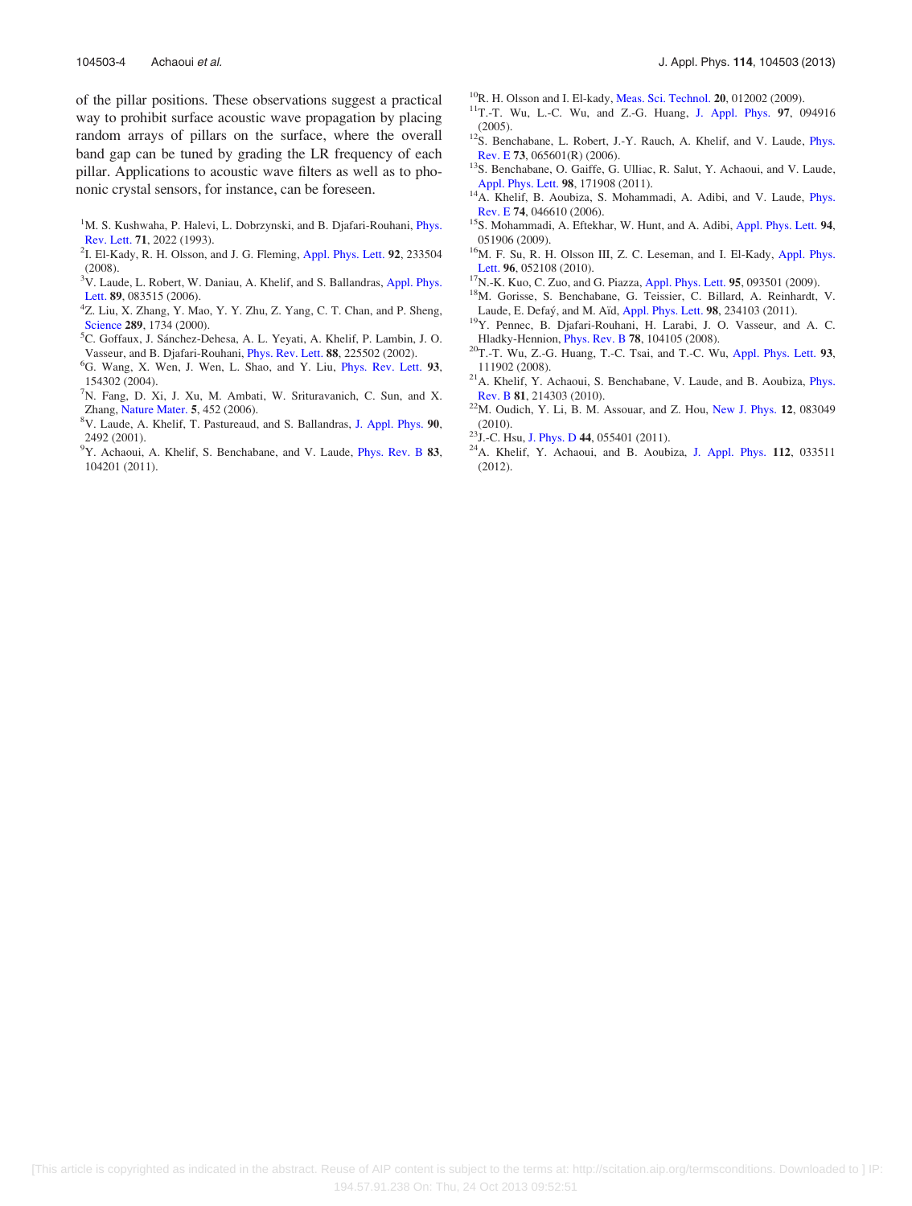of the pillar positions. These observations suggest a practical way to prohibit surface acoustic wave propagation by placing random arrays of pillars on the surface, where the overall band gap can be tuned by grading the LR frequency of each pillar. Applications to acoustic wave filters as well as to phononic crystal sensors, for instance, can be foreseen.

[1] M. S. Kushwaha, P. Halevi, L. Dobrzynski, and B. Djafari-Rouhani, Phys. Rev. Lett. **71**, 2022 (1993).
[2] I. El-Kady, R. H. Olsson, and J. G. Fleming, Appl. Phys. Lett. **92**, 233504 (2008).
[3] V. Laude, L. Robert, W. Daniau, A. Khelif, and S. Ballandras, Appl. Phys. Lett. **89**, 083515 (2006).
[4] Z. Liu, X. Zhang, Y. Mao, Y. Y. Zhu, Z. Yang, C. T. Chan, and P. Sheng, Science **289**, 1734 (2000).
[5] C. Goffaux, J. Sánchez-Dehesa, A. L. Yeyati, A. Khelif, P. Lambin, J. O. Vasseur, and B. Djafari-Rouhani, Phys. Rev. Lett. **88**, 225502 (2002).
[6] G. Wang, X. Wen, J. Wen, L. Shao, and Y. Liu, Phys. Rev. Lett. **93**, 154302 (2004).
[7] N. Fang, D. Xi, J. Xu, M. Ambati, W. Srituravanich, C. Sun, and X. Zhang, Nature Mater. **5**, 452 (2006).
[8] V. Laude, A. Khelif, T. Pastureaud, and S. Ballandras, J. Appl. Phys. **90**, 2492 (2001).
[9] Y. Achaoui, A. Khelif, S. Benchabane, and V. Laude, Phys. Rev. B **83**, 104201 (2011).
[10] R. H. Olsson and I. El-kady, Meas. Sci. Technol. **20**, 012002 (2009).
[11] T.-T. Wu, L.-C. Wu, and Z.-G. Huang, J. Appl. Phys. **97**, 094916 (2005).
[12] S. Benchabane, L. Robert, J.-Y. Rauch, A. Khelif, and V. Laude, Phys. Rev. E **73**, 065601(R) (2006).
[13] S. Benchabane, O. Gaiffe, G. Ulliac, R. Salut, Y. Achaoui, and V. Laude, Appl. Phys. Lett. **98**, 171908 (2011).
[14] A. Khelif, B. Aoubiza, S. Mohammadi, A. Adibi, and V. Laude, Phys. Rev. E **74**, 046610 (2006).
[15] S. Mohammadi, A. Eftekhar, W. Hunt, and A. Adibi, Appl. Phys. Lett. **94**, 051906 (2009).
[16] M. F. Su, R. H. Olsson III, Z. C. Leseman, and I. El-Kady, Appl. Phys. Lett. **96**, 052108 (2010).
[17] N.-K. Kuo, C. Zuo, and G. Piazza, Appl. Phys. Lett. **95**, 093501 (2009).
[18] M. Gorisse, S. Benchabane, G. Teissier, C. Billard, A. Reinhardt, V. Laude, E. Defaý, and M. Aïd, Appl. Phys. Lett. **98**, 234103 (2011).
[19] Y. Pennec, B. Djafari-Rouhani, H. Larabi, J. O. Vasseur, and A. C. Hladky-Hennion, Phys. Rev. B **78**, 104105 (2008).
[20] T.-T. Wu, Z.-G. Huang, T.-C. Tsai, and T.-C. Wu, Appl. Phys. Lett. **93**, 111902 (2008).
[21] A. Khelif, Y. Achaoui, S. Benchabane, V. Laude, and B. Aoubiza, Phys. Rev. B **81**, 214303 (2010).
[22] M. Oudich, Y. Li, B. M. Assouar, and Z. Hou, New J. Phys. **12**, 083049 (2010).
[23] J.-C. Hsu, J. Phys. D **44**, 055401 (2011).
[24] A. Khelif, Y. Achaoui, and B. Aoubiza, J. Appl. Phys. **112**, 033511 (2012).